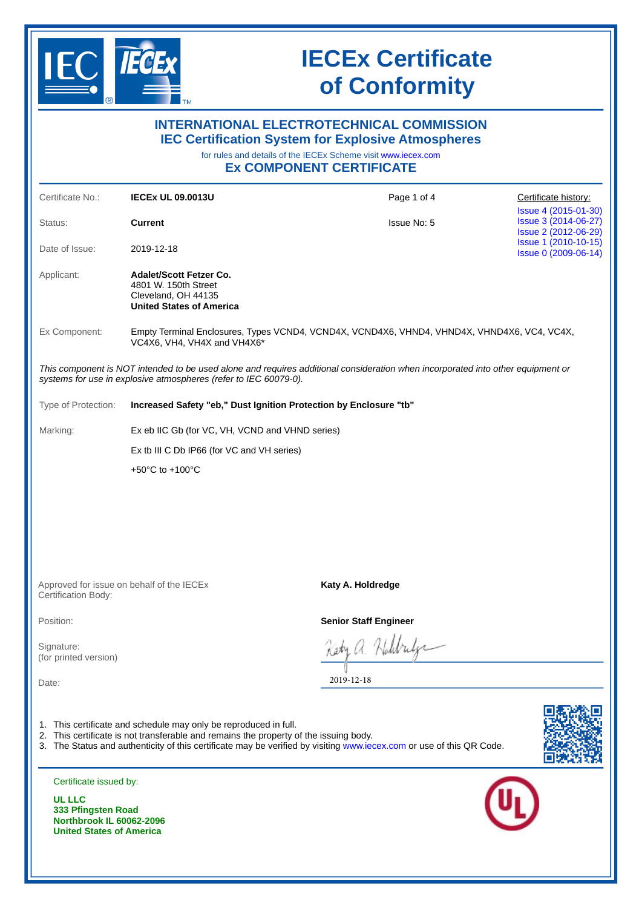# IECEx Certificate of Conformity

## INTERNATIONAL ELECTROTECHNICAL COMMISSION
## IEC Certification System for Explosive Atmospheres

for rules and details of the IECEx Scheme visit www.iecex.com

## Ex COMPONENT CERTIFICATE

| | | | |
|---|---|---|---|
| Certificate No.: | **IECEx UL 09.0013U** | Page 1 of 4 | Certificate history: |
| Status: | **Current** | Issue No: 5 | Issue 4 (2015-01-30)<br>Issue 3 (2014-06-27)<br>Issue 2 (2012-06-29)<br>Issue 1 (2010-10-15)<br>Issue 0 (2009-06-14) |
| Date of Issue: | 2019-12-18 | | |

Applicant: **Adalet/Scott Fetzer Co.**
4801 W. 150th Street
Cleveland, OH 44135
**United States of America**

Ex Component: Empty Terminal Enclosures, Types VCND4, VCND4X, VCND4X6, VHND4, VHND4X, VHND4X6, VC4, VC4X, VC4X6, VH4, VH4X and VH4X6*

*This component is NOT intended to be used alone and requires additional consideration when incorporated into other equipment or systems for use in explosive atmospheres (refer to IEC 60079-0).*

Type of Protection: **Increased Safety "eb," Dust Ignition Protection by Enclosure "tb"**

Marking:

Ex eb IIC Gb (for VC, VH, VCND and VHND series)

Ex tb III C Db IP66 (for VC and VH series)

+50°C to +100°C

| | |
|---|---|
| Approved for issue on behalf of the IECEx Certification Body: | **Katy A. Holdredge** |
| Position: | **Senior Staff Engineer** |
| Signature: (for printed version) | Katy A. Holdredge |
| Date: | 2019-12-18 |

1. This certificate and schedule may only be reproduced in full.
2. This certificate is not transferable and remains the property of the issuing body.
3. The Status and authenticity of this certificate may be verified by visiting www.iecex.com or use of this QR Code.

Certificate issued by:

**UL LLC**
**333 Pfingsten Road**
**Northbrook IL 60062-2096**
**United States of America**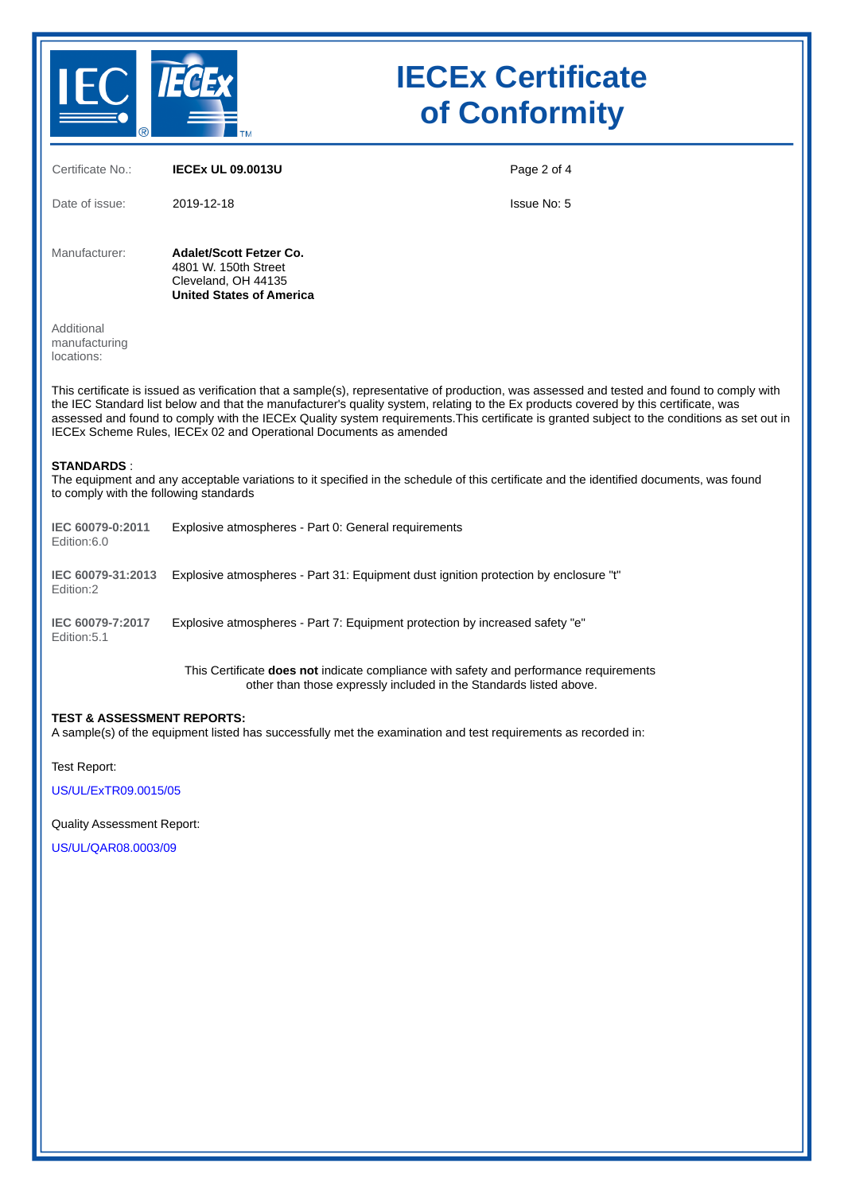# IECEx Certificate of Conformity

| | | | |
|---|---|---|---|
| Certificate No.: | **IECEx UL 09.0013U** | | |
| Date of issue: | 2019-12-18 | Issue No: 5 | |

Manufacturer: **Adalet/Scott Fetzer Co.**
4801 W. 150th Street
Cleveland, OH 44135
**United States of America**

Additional manufacturing locations:

This certificate is issued as verification that a sample(s), representative of production, was assessed and tested and found to comply with the IEC Standard list below and that the manufacturer's quality system, relating to the Ex products covered by this certificate, was assessed and found to comply with the IECEx Quality system requirements.This certificate is granted subject to the conditions as set out in IECEx Scheme Rules, IECEx 02 and Operational Documents as amended

**STANDARDS** :
The equipment and any acceptable variations to it specified in the schedule of this certificate and the identified documents, was found to comply with the following standards

| | |
|---|---|
| **IEC 60079-0:2011** Edition:6.0 | Explosive atmospheres - Part 0: General requirements |
| **IEC 60079-31:2013** Edition:2 | Explosive atmospheres - Part 31: Equipment dust ignition protection by enclosure "t" |
| **IEC 60079-7:2017** Edition:5.1 | Explosive atmospheres - Part 7: Equipment protection by increased safety "e" |

This Certificate **does not** indicate compliance with safety and performance requirements other than those expressly included in the Standards listed above.

**TEST & ASSESSMENT REPORTS:**
A sample(s) of the equipment listed has successfully met the examination and test requirements as recorded in:

Test Report:

US/UL/ExTR09.0015/05

Quality Assessment Report:

US/UL/QAR08.0003/09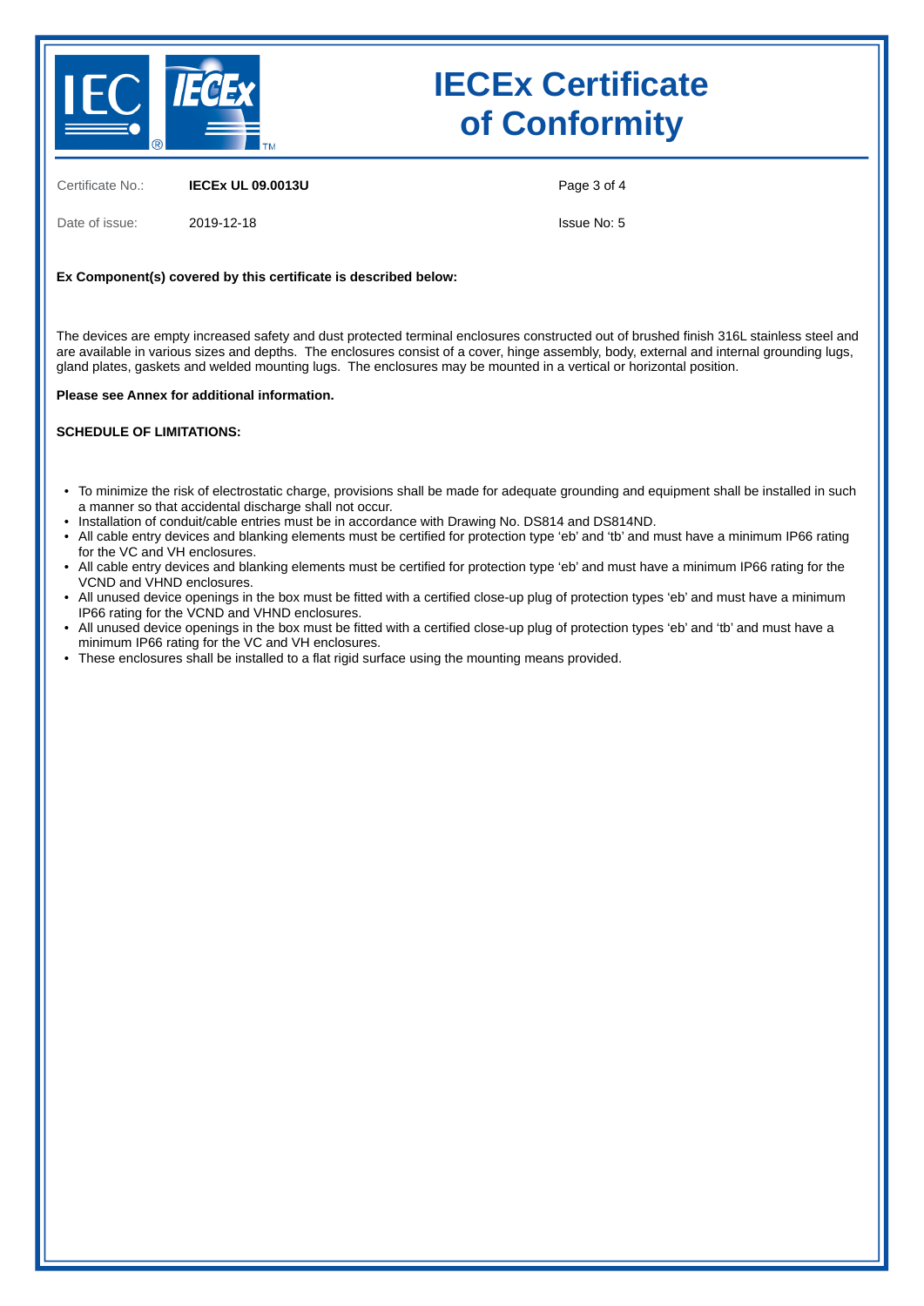# IECEx Certificate of Conformity

Certificate No.: **IECEx UL 09.0013U**

Date of issue: 2019-12-18

Issue No: 5

**Ex Component(s) covered by this certificate is described below:**

The devices are empty increased safety and dust protected terminal enclosures constructed out of brushed finish 316L stainless steel and are available in various sizes and depths. The enclosures consist of a cover, hinge assembly, body, external and internal grounding lugs, gland plates, gaskets and welded mounting lugs. The enclosures may be mounted in a vertical or horizontal position.

**Please see Annex for additional information.**

**SCHEDULE OF LIMITATIONS:**

- To minimize the risk of electrostatic charge, provisions shall be made for adequate grounding and equipment shall be installed in such a manner so that accidental discharge shall not occur.
- Installation of conduit/cable entries must be in accordance with Drawing No. DS814 and DS814ND.
- All cable entry devices and blanking elements must be certified for protection type 'eb' and 'tb' and must have a minimum IP66 rating for the VC and VH enclosures.
- All cable entry devices and blanking elements must be certified for protection type 'eb' and must have a minimum IP66 rating for the VCND and VHND enclosures.
- All unused device openings in the box must be fitted with a certified close-up plug of protection types 'eb' and must have a minimum IP66 rating for the VCND and VHND enclosures.
- All unused device openings in the box must be fitted with a certified close-up plug of protection types 'eb' and 'tb' and must have a minimum IP66 rating for the VC and VH enclosures.
- These enclosures shall be installed to a flat rigid surface using the mounting means provided.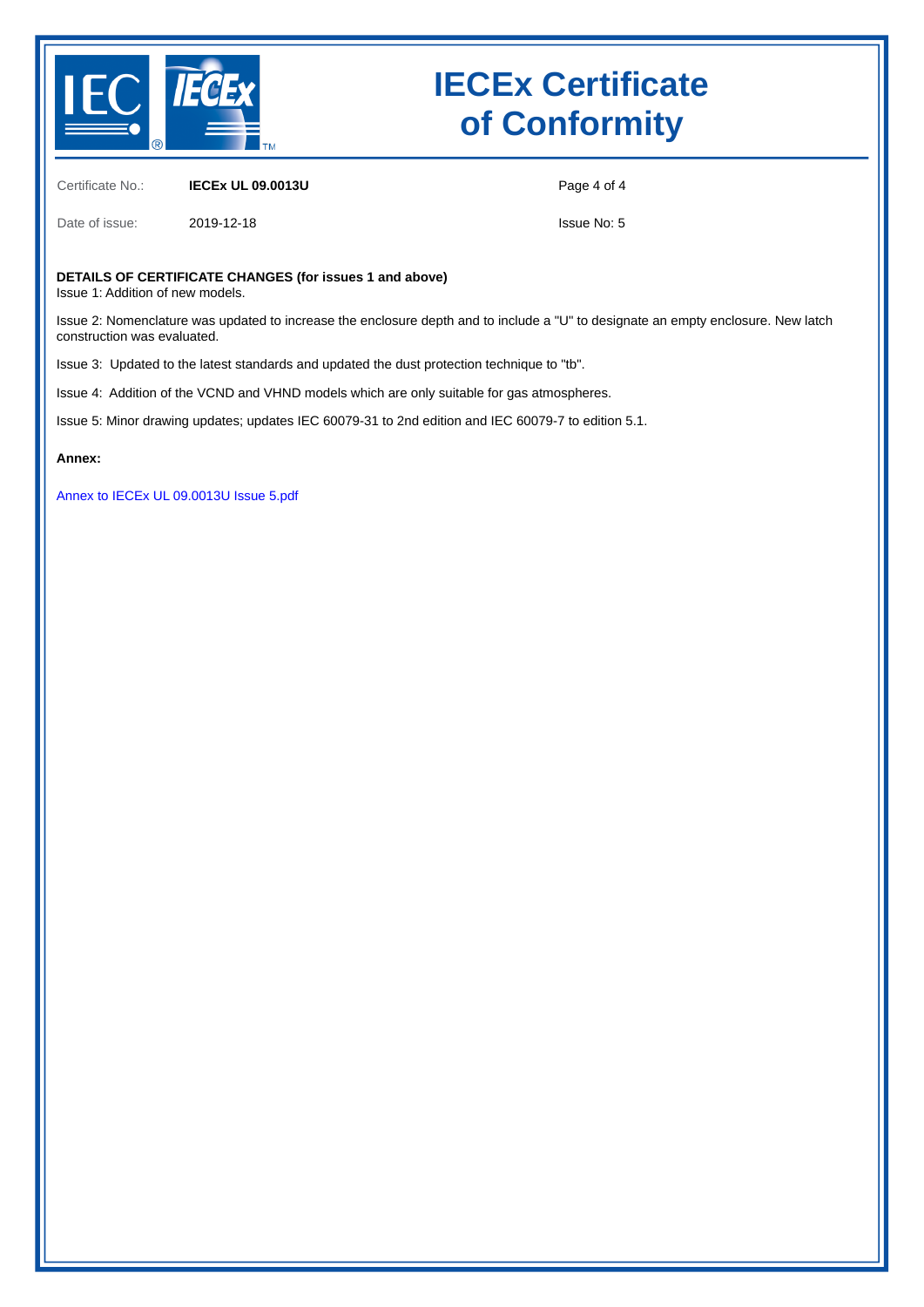# IECEx Certificate of Conformity

| | | | |
|---|---|---|---|
| Certificate No.: | **IECEx UL 09.0013U** | | |
| Date of issue: | 2019-12-18 | | Issue No: 5 |

**DETAILS OF CERTIFICATE CHANGES (for issues 1 and above)**

Issue 1: Addition of new models.

Issue 2: Nomenclature was updated to increase the enclosure depth and to include a "U" to designate an empty enclosure. New latch construction was evaluated.

Issue 3: Updated to the latest standards and updated the dust protection technique to "tb".

Issue 4: Addition of the VCND and VHND models which are only suitable for gas atmospheres.

Issue 5: Minor drawing updates; updates IEC 60079-31 to 2nd edition and IEC 60079-7 to edition 5.1.

**Annex:**

Annex to IECEx UL 09.0013U Issue 5.pdf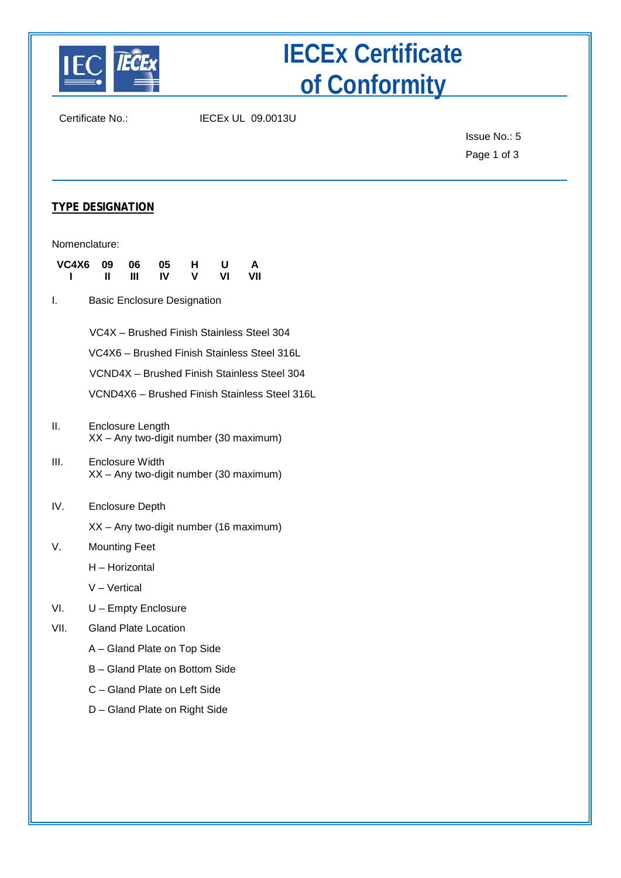# IECEx Certificate of Conformity

Certificate No.: IECEx UL 09.0013U

Issue No.: 5

## TYPE DESIGNATION

Nomenclature:

| VC4X6 | 09 | 06 | 05 | H | U | A |
|---|---|---|---|---|---|---|
| I | II | III | IV | V | VI | VII |

I. Basic Enclosure Designation

VC4X – Brushed Finish Stainless Steel 304

VC4X6 – Brushed Finish Stainless Steel 316L

VCND4X – Brushed Finish Stainless Steel 304

VCND4X6 – Brushed Finish Stainless Steel 316L

II. Enclosure Length
XX – Any two-digit number (30 maximum)

III. Enclosure Width
XX – Any two-digit number (30 maximum)

IV. Enclosure Depth

XX – Any two-digit number (16 maximum)

V. Mounting Feet

H – Horizontal

V – Vertical

VI. U – Empty Enclosure

VII. Gland Plate Location

A – Gland Plate on Top Side

B – Gland Plate on Bottom Side

C – Gland Plate on Left Side

D – Gland Plate on Right Side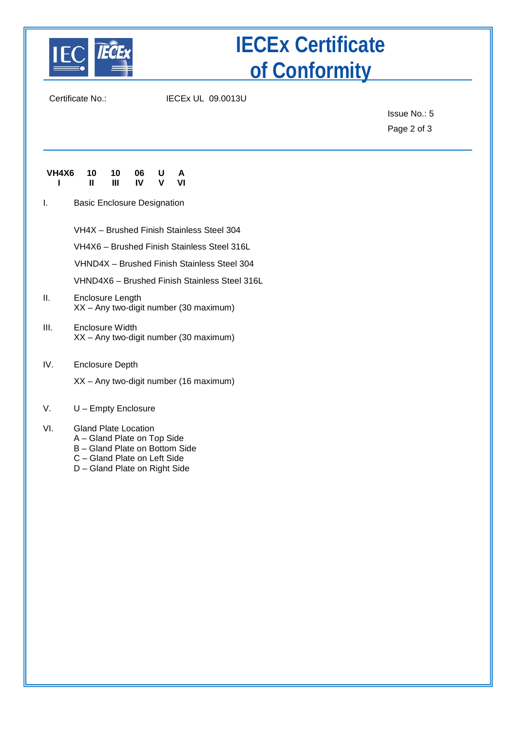# IECEx Certificate of Conformity

Certificate No.: IECEx UL 09.0013U

Issue No.: 5

| VH4X6 | 10 | 10 | 06 | U | A |
|---|---|---|---|---|---|
| I | II | III | IV | V | VI |

I. Basic Enclosure Designation

VH4X – Brushed Finish Stainless Steel 304

VH4X6 – Brushed Finish Stainless Steel 316L

VHND4X – Brushed Finish Stainless Steel 304

VHND4X6 – Brushed Finish Stainless Steel 316L

II. Enclosure Length
XX – Any two-digit number (30 maximum)

III. Enclosure Width
XX – Any two-digit number (30 maximum)

IV. Enclosure Depth

XX – Any two-digit number (16 maximum)

V. U – Empty Enclosure

VI. Gland Plate Location
A – Gland Plate on Top Side
B – Gland Plate on Bottom Side
C – Gland Plate on Left Side
D – Gland Plate on Right Side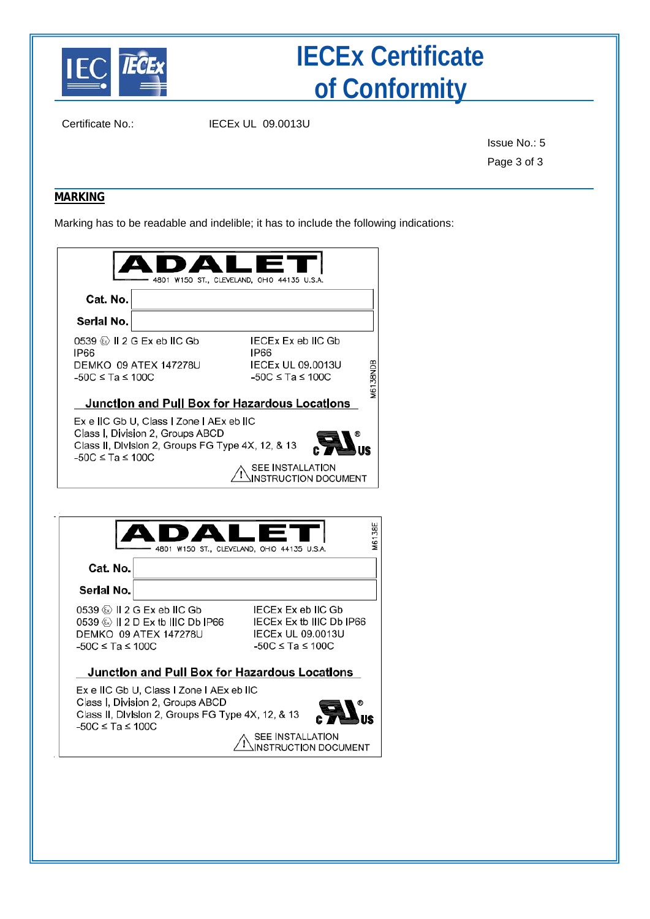Certificate No.: IECEx UL 09.0013U

Issue No.: 5

## MARKING

Marking has to be readable and indelible; it has to include the following indications:

**ADALET**
4801 W150 ST., CLEVELAND, OHO 44135 U.S.A.

**Cat. No.**

**Serial No.**

| | |
|---|---|
| 0539 Ⓔx II 2 G Ex eb IIC Gb | IECEx Ex eb IIC Gb |
| IP66 | IP66 |
| DEMKO 09 ATEX 147278U | IECEx UL 09.0013U |
| -50C ≤ Ta ≤ 100C | -50C ≤ Ta ≤ 100C |

M6138NDB

**Junction and Pull Box for Hazardous Locations**

Ex e IIC Gb U, Class I Zone I AEx eb IIC
Class I, Division 2, Groups ABCD
Class II, Division 2, Groups FG Type 4X, 12, & 13
-50C ≤ Ta ≤ 100C

c UL us ®

⚠ SEE INSTALLATION INSTRUCTION DOCUMENT

---

**ADALET**
4801 W150 ST., CLEVELAND, OHO 44135 U.S.A.

M6138E

**Cat. No.**

**Serial No.**

| | |
|---|---|
| 0539 Ⓔx II 2 G Ex eb IIC Gb | IECEx Ex eb IIC Gb |
| 0539 Ⓔx II 2 D Ex tb IIIC Db IP66 | IECEx Ex tb IIIC Db IP66 |
| DEMKO 09 ATEX 147278U | IECEx UL 09.0013U |
| -50C ≤ Ta ≤ 100C | -50C ≤ Ta ≤ 100C |

**Junction and Pull Box for Hazardous Locations**

Ex e IIC Gb U, Class I Zone I AEx eb IIC
Class I, Division 2, Groups ABCD
Class II, Division 2, Groups FG Type 4X, 12, & 13
-50C ≤ Ta ≤ 100C

c UL us ®

⚠ SEE INSTALLATION INSTRUCTION DOCUMENT